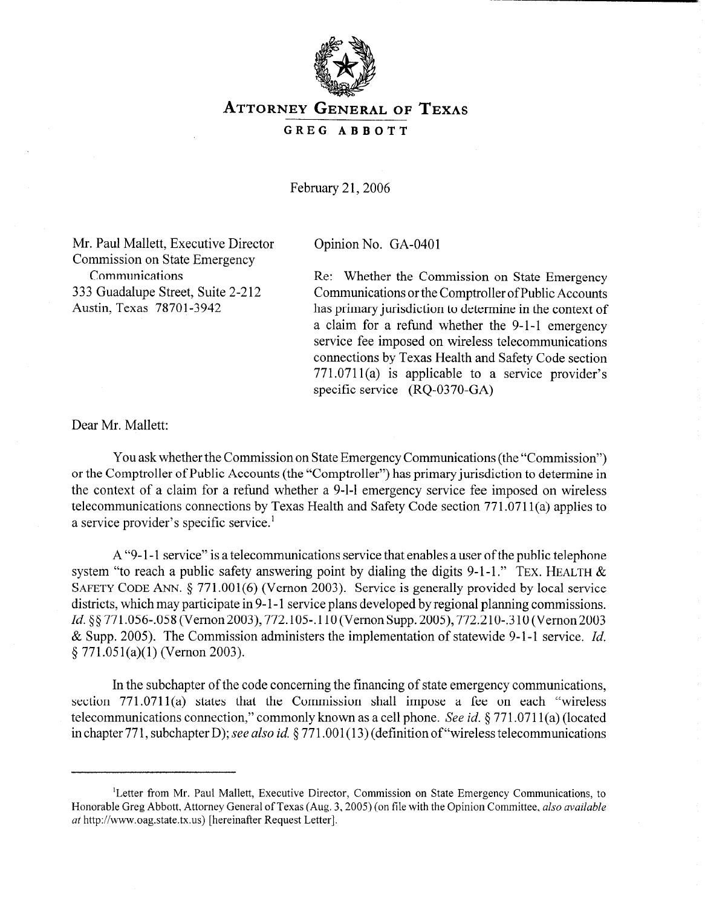# ATTORNEY GENERAL OF TEXAS

## GREG ABBOTT

February 21, 2006

Mr. Paul Mallett, Executive Director
Commission on State Emergency Communications
333 Guadalupe Street, Suite 2-212
Austin, Texas 78701-3942

Opinion No. GA-0401

Re: Whether the Commission on State Emergency Communications or the Comptroller of Public Accounts has primary jurisdiction to determine in the context of a claim for a refund whether the 9-1-1 emergency service fee imposed on wireless telecommunications connections by Texas Health and Safety Code section 771.0711(a) is applicable to a service provider's specific service (RQ-0370-GA)

Dear Mr. Mallett:

You ask whether the Commission on State Emergency Communications (the "Commission") or the Comptroller of Public Accounts (the "Comptroller") has primary jurisdiction to determine in the context of a claim for a refund whether a 9-1-1 emergency service fee imposed on wireless telecommunications connections by Texas Health and Safety Code section 771.0711(a) applies to a service provider's specific service.[1]

A "9-1-1 service" is a telecommunications service that enables a user of the public telephone system "to reach a public safety answering point by dialing the digits 9-1-1." TEX. HEALTH & SAFETY CODE ANN. § 771.001(6) (Vernon 2003). Service is generally provided by local service districts, which may participate in 9-1-1 service plans developed by regional planning commissions. *Id.* §§ 771.056-.058 (Vernon 2003), 772.105-.110 (Vernon Supp. 2005), 772.210-.310 (Vernon 2003 & Supp. 2005). The Commission administers the implementation of statewide 9-1-1 service. *Id.* § 771.051(a)(1) (Vernon 2003).

In the subchapter of the code concerning the financing of state emergency communications, section 771.0711(a) states that the Commission shall impose a fee on each "wireless telecommunications connection," commonly known as a cell phone. *See id.* § 771.0711(a) (located in chapter 771, subchapter D); *see also id.* § 771.001(13) (definition of "wireless telecommunications

---

[1] Letter from Mr. Paul Mallett, Executive Director, Commission on State Emergency Communications, to Honorable Greg Abbott, Attorney General of Texas (Aug. 3, 2005) (on file with the Opinion Committee, *also available at* http://www.oag.state.tx.us) [hereinafter Request Letter].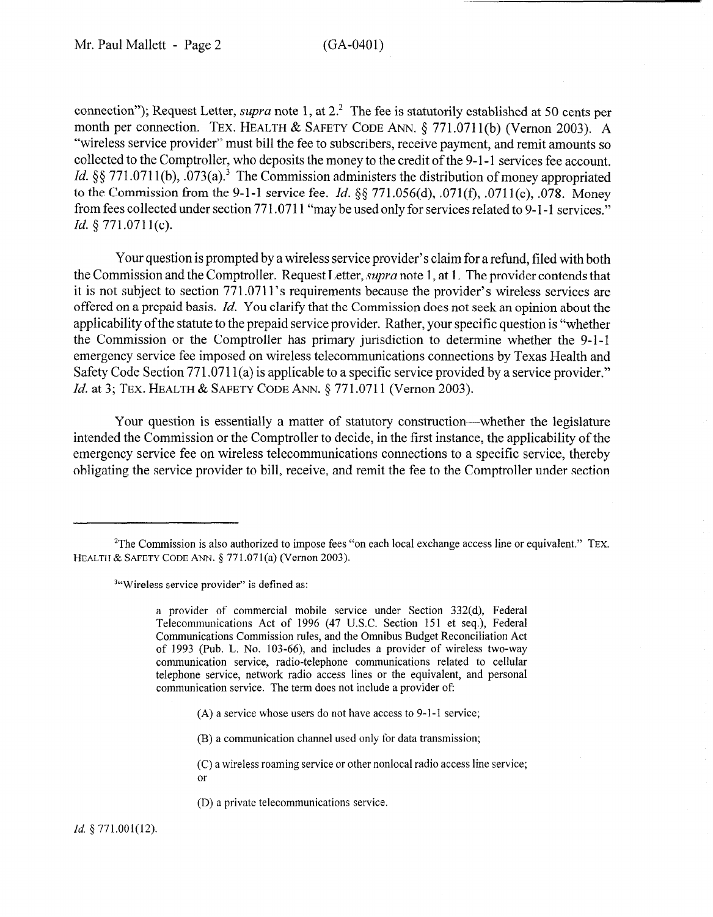connection"); Request Letter, *supra* note 1, at 2.[2] The fee is statutorily established at 50 cents per month per connection. TEX. HEALTH & SAFETY CODE ANN. § 771.0711(b) (Vernon 2003). A "wireless service provider" must bill the fee to subscribers, receive payment, and remit amounts so collected to the Comptroller, who deposits the money to the credit of the 9-1-1 services fee account. *Id.* §§ 771.0711(b), .073(a).[3] The Commission administers the distribution of money appropriated to the Commission from the 9-1-1 service fee. *Id.* §§ 771.056(d), .071(f), .0711(c), .078. Money from fees collected under section 771.0711 "may be used only for services related to 9-1-1 services." *Id.* § 771.0711(c).

Your question is prompted by a wireless service provider's claim for a refund, filed with both the Commission and the Comptroller. Request Letter, *supra* note 1, at 1. The provider contends that it is not subject to section 771.0711's requirements because the provider's wireless services are offered on a prepaid basis. *Id.* You clarify that the Commission does not seek an opinion about the applicability of the statute to the prepaid service provider. Rather, your specific question is "whether the Commission or the Comptroller has primary jurisdiction to determine whether the 9-1-1 emergency service fee imposed on wireless telecommunications connections by Texas Health and Safety Code Section 771.0711(a) is applicable to a specific service provided by a service provider." *Id.* at 3; TEX. HEALTH & SAFETY CODE ANN. § 771.0711 (Vernon 2003).

Your question is essentially a matter of statutory construction—whether the legislature intended the Commission or the Comptroller to decide, in the first instance, the applicability of the emergency service fee on wireless telecommunications connections to a specific service, thereby obligating the service provider to bill, receive, and remit the fee to the Comptroller under section

---

[2] The Commission is also authorized to impose fees "on each local exchange access line or equivalent." TEX. HEALTH & SAFETY CODE ANN. § 771.071(a) (Vernon 2003).

[3] "Wireless service provider" is defined as:

> a provider of commercial mobile service under Section 332(d), Federal Telecommunications Act of 1996 (47 U.S.C. Section 151 et seq.), Federal Communications Commission rules, and the Omnibus Budget Reconciliation Act of 1993 (Pub. L. No. 103-66), and includes a provider of wireless two-way communication service, radio-telephone communications related to cellular telephone service, network radio access lines or the equivalent, and personal communication service. The term does not include a provider of:
>
> (A) a service whose users do not have access to 9-1-1 service;
>
> (B) a communication channel used only for data transmission;
>
> (C) a wireless roaming service or other nonlocal radio access line service; or
>
> (D) a private telecommunications service.

*Id.* § 771.001(12).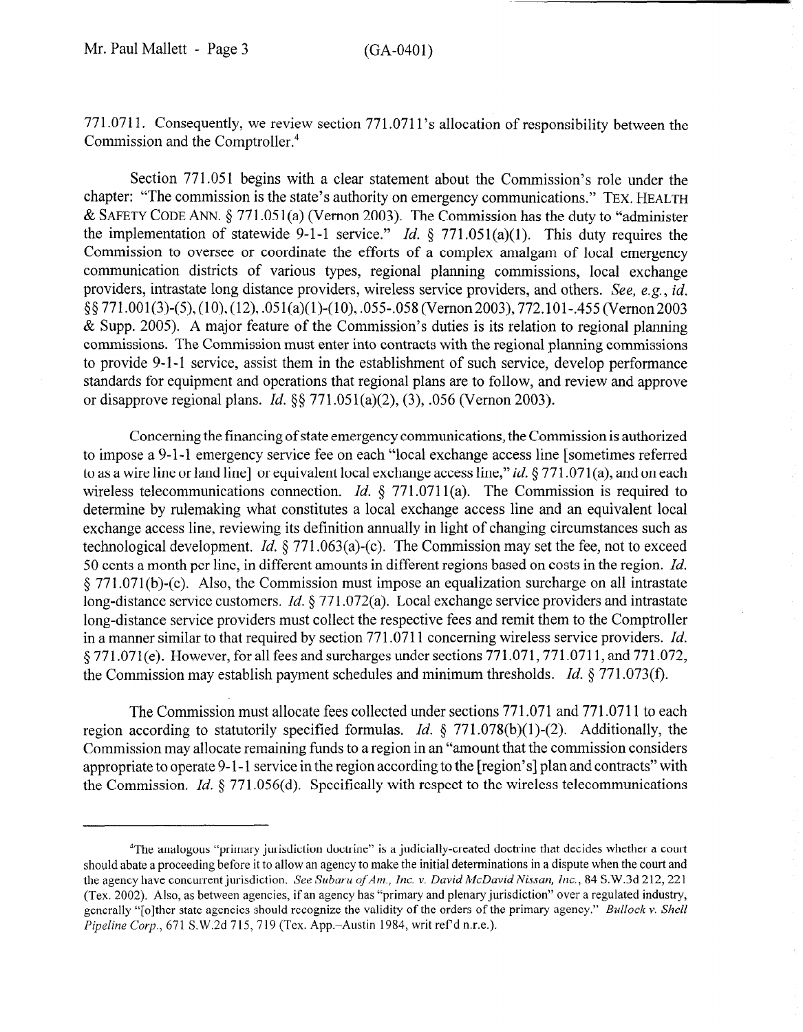771.0711. Consequently, we review section 771.0711's allocation of responsibility between the Commission and the Comptroller.[4]

Section 771.051 begins with a clear statement about the Commission's role under the chapter: "The commission is the state's authority on emergency communications." TEX. HEALTH & SAFETY CODE ANN. § 771.051(a) (Vernon 2003). The Commission has the duty to "administer the implementation of statewide 9-1-1 service." *Id.* § 771.051(a)(1). This duty requires the Commission to oversee or coordinate the efforts of a complex amalgam of local emergency communication districts of various types, regional planning commissions, local exchange providers, intrastate long distance providers, wireless service providers, and others. *See, e.g., id.* §§ 771.001(3)-(5), (10), (12), .051(a)(1)-(10), .055-.058 (Vernon 2003), 772.101-.455 (Vernon 2003 & Supp. 2005). A major feature of the Commission's duties is its relation to regional planning commissions. The Commission must enter into contracts with the regional planning commissions to provide 9-1-1 service, assist them in the establishment of such service, develop performance standards for equipment and operations that regional plans are to follow, and review and approve or disapprove regional plans. *Id.* §§ 771.051(a)(2), (3), .056 (Vernon 2003).

Concerning the financing of state emergency communications, the Commission is authorized to impose a 9-1-1 emergency service fee on each "local exchange access line [sometimes referred to as a wire line or land line] or equivalent local exchange access line," *id.* § 771.071(a), and on each wireless telecommunications connection. *Id.* § 771.0711(a). The Commission is required to determine by rulemaking what constitutes a local exchange access line and an equivalent local exchange access line, reviewing its definition annually in light of changing circumstances such as technological development. *Id.* § 771.063(a)-(c). The Commission may set the fee, not to exceed 50 cents a month per line, in different amounts in different regions based on costs in the region. *Id.* § 771.071(b)-(c). Also, the Commission must impose an equalization surcharge on all intrastate long-distance service customers. *Id.* § 771.072(a). Local exchange service providers and intrastate long-distance service providers must collect the respective fees and remit them to the Comptroller in a manner similar to that required by section 771.0711 concerning wireless service providers. *Id.* § 771.071(e). However, for all fees and surcharges under sections 771.071, 771.0711, and 771.072, the Commission may establish payment schedules and minimum thresholds. *Id.* § 771.073(f).

The Commission must allocate fees collected under sections 771.071 and 771.0711 to each region according to statutorily specified formulas. *Id.* § 771.078(b)(1)-(2). Additionally, the Commission may allocate remaining funds to a region in an "amount that the commission considers appropriate to operate 9-1-1 service in the region according to the [region's] plan and contracts" with the Commission. *Id.* § 771.056(d). Specifically with respect to the wireless telecommunications

---

[4]The analogous "primary jurisdiction doctrine" is a judicially-created doctrine that decides whether a court should abate a proceeding before it to allow an agency to make the initial determinations in a dispute when the court and the agency have concurrent jurisdiction. *See Subaru of Am., Inc. v. David McDavid Nissan, Inc.*, 84 S.W.3d 212, 221 (Tex. 2002). Also, as between agencies, if an agency has "primary and plenary jurisdiction" over a regulated industry, generally "[o]ther state agencies should recognize the validity of the orders of the primary agency." *Bullock v. Shell Pipeline Corp.*, 671 S.W.2d 715, 719 (Tex. App.–Austin 1984, writ ref'd n.r.e.).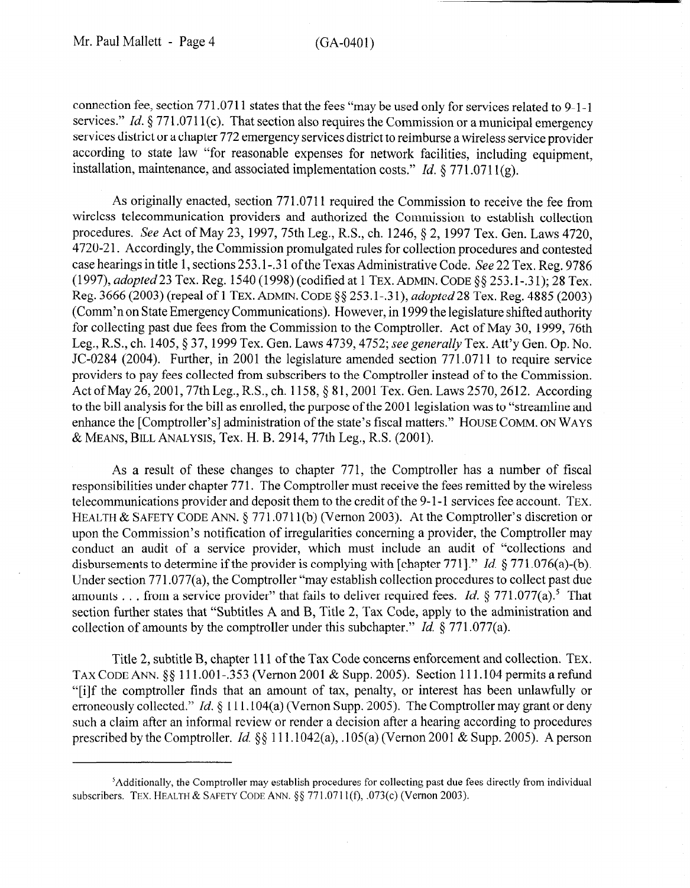connection fee, section 771.0711 states that the fees "may be used only for services related to 9-1-1 services." *Id.* § 771.0711(c). That section also requires the Commission or a municipal emergency services district or a chapter 772 emergency services district to reimburse a wireless service provider according to state law "for reasonable expenses for network facilities, including equipment, installation, maintenance, and associated implementation costs." *Id.* § 771.0711(g).

As originally enacted, section 771.0711 required the Commission to receive the fee from wireless telecommunication providers and authorized the Commission to establish collection procedures. *See* Act of May 23, 1997, 75th Leg., R.S., ch. 1246, § 2, 1997 Tex. Gen. Laws 4720, 4720-21. Accordingly, the Commission promulgated rules for collection procedures and contested case hearings in title 1, sections 253.1-.31 of the Texas Administrative Code. *See* 22 Tex. Reg. 9786 (1997), *adopted* 23 Tex. Reg. 1540 (1998) (codified at 1 TEX. ADMIN. CODE §§ 253.1-.31); 28 Tex. Reg. 3666 (2003) (repeal of 1 TEX. ADMIN. CODE §§ 253.1-.31), *adopted* 28 Tex. Reg. 4885 (2003) (Comm'n on State Emergency Communications). However, in 1999 the legislature shifted authority for collecting past due fees from the Commission to the Comptroller. Act of May 30, 1999, 76th Leg., R.S., ch. 1405, § 37, 1999 Tex. Gen. Laws 4739, 4752; *see generally* Tex. Att'y Gen. Op. No. JC-0284 (2004). Further, in 2001 the legislature amended section 771.0711 to require service providers to pay fees collected from subscribers to the Comptroller instead of to the Commission. Act of May 26, 2001, 77th Leg., R.S., ch. 1158, § 81, 2001 Tex. Gen. Laws 2570, 2612. According to the bill analysis for the bill as enrolled, the purpose of the 2001 legislation was to "streamline and enhance the [Comptroller's] administration of the state's fiscal matters." HOUSE COMM. ON WAYS & MEANS, BILL ANALYSIS, Tex. H. B. 2914, 77th Leg., R.S. (2001).

As a result of these changes to chapter 771, the Comptroller has a number of fiscal responsibilities under chapter 771. The Comptroller must receive the fees remitted by the wireless telecommunications provider and deposit them to the credit of the 9-1-1 services fee account. TEX. HEALTH & SAFETY CODE ANN. § 771.0711(b) (Vernon 2003). At the Comptroller's discretion or upon the Commission's notification of irregularities concerning a provider, the Comptroller may conduct an audit of a service provider, which must include an audit of "collections and disbursements to determine if the provider is complying with [chapter 771]." *Id.* § 771.076(a)-(b). Under section 771.077(a), the Comptroller "may establish collection procedures to collect past due amounts . . . from a service provider" that fails to deliver required fees. *Id.* § 771.077(a).[5] That section further states that "Subtitles A and B, Title 2, Tax Code, apply to the administration and collection of amounts by the comptroller under this subchapter." *Id.* § 771.077(a).

Title 2, subtitle B, chapter 111 of the Tax Code concerns enforcement and collection. TEX. TAX CODE ANN. §§ 111.001-.353 (Vernon 2001 & Supp. 2005). Section 111.104 permits a refund "[i]f the comptroller finds that an amount of tax, penalty, or interest has been unlawfully or erroneously collected." *Id.* § 111.104(a) (Vernon Supp. 2005). The Comptroller may grant or deny such a claim after an informal review or render a decision after a hearing according to procedures prescribed by the Comptroller. *Id.* §§ 111.1042(a), .105(a) (Vernon 2001 & Supp. 2005). A person

---

[5]Additionally, the Comptroller may establish procedures for collecting past due fees directly from individual subscribers. TEX. HEALTH & SAFETY CODE ANN. §§ 771.0711(f), .073(c) (Vernon 2003).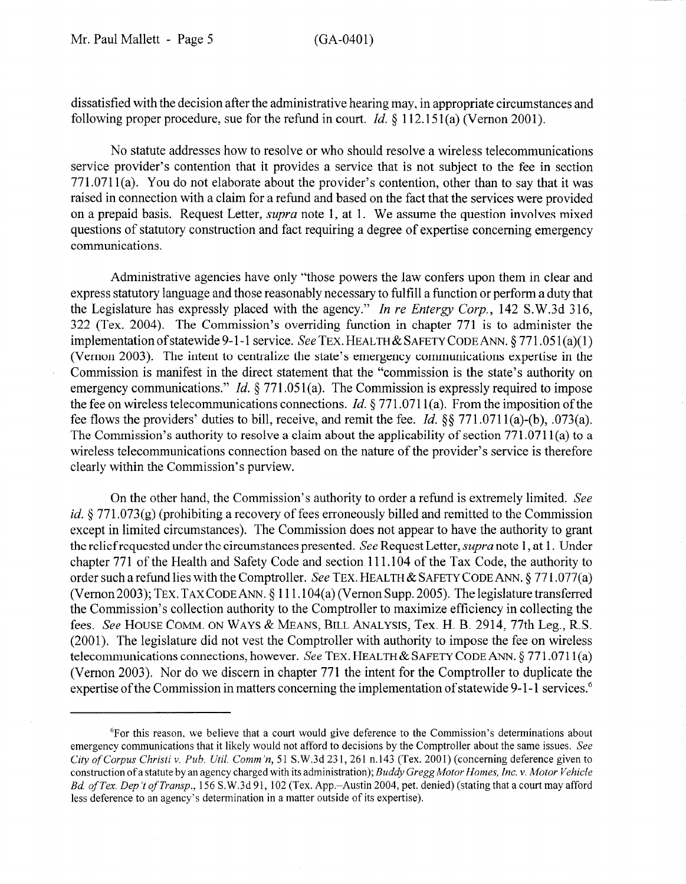dissatisfied with the decision after the administrative hearing may, in appropriate circumstances and following proper procedure, sue for the refund in court. *Id.* § 112.151(a) (Vernon 2001).

No statute addresses how to resolve or who should resolve a wireless telecommunications service provider's contention that it provides a service that is not subject to the fee in section 771.0711(a). You do not elaborate about the provider's contention, other than to say that it was raised in connection with a claim for a refund and based on the fact that the services were provided on a prepaid basis. Request Letter, *supra* note 1, at 1. We assume the question involves mixed questions of statutory construction and fact requiring a degree of expertise concerning emergency communications.

Administrative agencies have only "those powers the law confers upon them in clear and express statutory language and those reasonably necessary to fulfill a function or perform a duty that the Legislature has expressly placed with the agency." *In re Entergy Corp.*, 142 S.W.3d 316, 322 (Tex. 2004). The Commission's overriding function in chapter 771 is to administer the implementation of statewide 9-1-1 service. *See* TEX. HEALTH & SAFETY CODE ANN. § 771.051(a)(1) (Vernon 2003). The intent to centralize the state's emergency communications expertise in the Commission is manifest in the direct statement that the "commission is the state's authority on emergency communications." *Id.* § 771.051(a). The Commission is expressly required to impose the fee on wireless telecommunications connections. *Id.* § 771.0711(a). From the imposition of the fee flows the providers' duties to bill, receive, and remit the fee. *Id.* §§ 771.0711(a)-(b), .073(a). The Commission's authority to resolve a claim about the applicability of section 771.0711(a) to a wireless telecommunications connection based on the nature of the provider's service is therefore clearly within the Commission's purview.

On the other hand, the Commission's authority to order a refund is extremely limited. *See id.* § 771.073(g) (prohibiting a recovery of fees erroneously billed and remitted to the Commission except in limited circumstances). The Commission does not appear to have the authority to grant the relief requested under the circumstances presented. *See* Request Letter, *supra* note 1, at 1. Under chapter 771 of the Health and Safety Code and section 111.104 of the Tax Code, the authority to order such a refund lies with the Comptroller. *See* TEX. HEALTH & SAFETY CODE ANN. § 771.077(a) (Vernon 2003); TEX. TAX CODE ANN. § 111.104(a) (Vernon Supp. 2005). The legislature transferred the Commission's collection authority to the Comptroller to maximize efficiency in collecting the fees. *See* HOUSE COMM. ON WAYS & MEANS, BILL ANALYSIS, Tex. H. B. 2914, 77th Leg., R.S. (2001). The legislature did not vest the Comptroller with authority to impose the fee on wireless telecommunications connections, however. *See* TEX. HEALTH & SAFETY CODE ANN. § 771.0711(a) (Vernon 2003). Nor do we discern in chapter 771 the intent for the Comptroller to duplicate the expertise of the Commission in matters concerning the implementation of statewide 9-1-1 services.[6]

---

[6]For this reason, we believe that a court would give deference to the Commission's determinations about emergency communications that it likely would not afford to decisions by the Comptroller about the same issues. *See City of Corpus Christi v. Pub. Util. Comm'n*, 51 S.W.3d 231, 261 n.143 (Tex. 2001) (concerning deference given to construction of a statute by an agency charged with its administration); *Buddy Gregg Motor Homes, Inc. v. Motor Vehicle Bd. of Tex. Dep't of Transp.*, 156 S.W.3d 91, 102 (Tex. App.–Austin 2004, pet. denied) (stating that a court may afford less deference to an agency's determination in a matter outside of its expertise).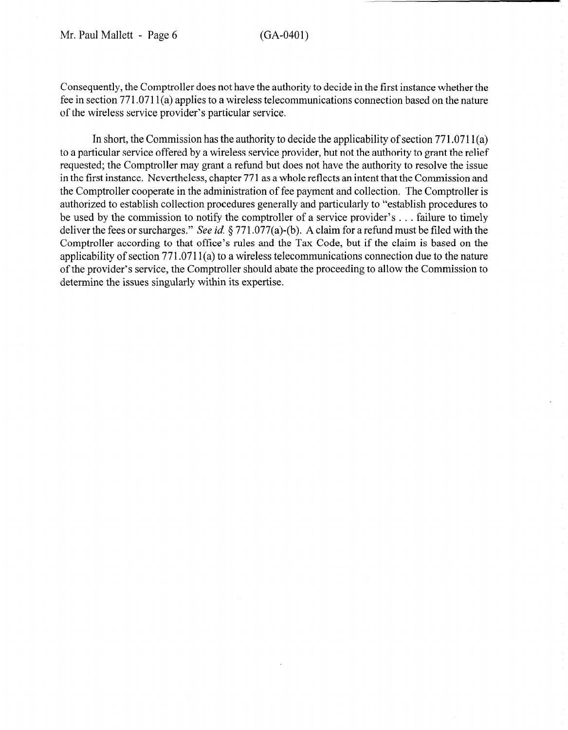Consequently, the Comptroller does not have the authority to decide in the first instance whether the fee in section 771.0711(a) applies to a wireless telecommunications connection based on the nature of the wireless service provider's particular service.

In short, the Commission has the authority to decide the applicability of section 771.0711(a) to a particular service offered by a wireless service provider, but not the authority to grant the relief requested; the Comptroller may grant a refund but does not have the authority to resolve the issue in the first instance. Nevertheless, chapter 771 as a whole reflects an intent that the Commission and the Comptroller cooperate in the administration of fee payment and collection. The Comptroller is authorized to establish collection procedures generally and particularly to "establish procedures to be used by the commission to notify the comptroller of a service provider's . . . failure to timely deliver the fees or surcharges." *See id.* § 771.077(a)-(b). A claim for a refund must be filed with the Comptroller according to that office's rules and the Tax Code, but if the claim is based on the applicability of section 771.0711(a) to a wireless telecommunications connection due to the nature of the provider's service, the Comptroller should abate the proceeding to allow the Commission to determine the issues singularly within its expertise.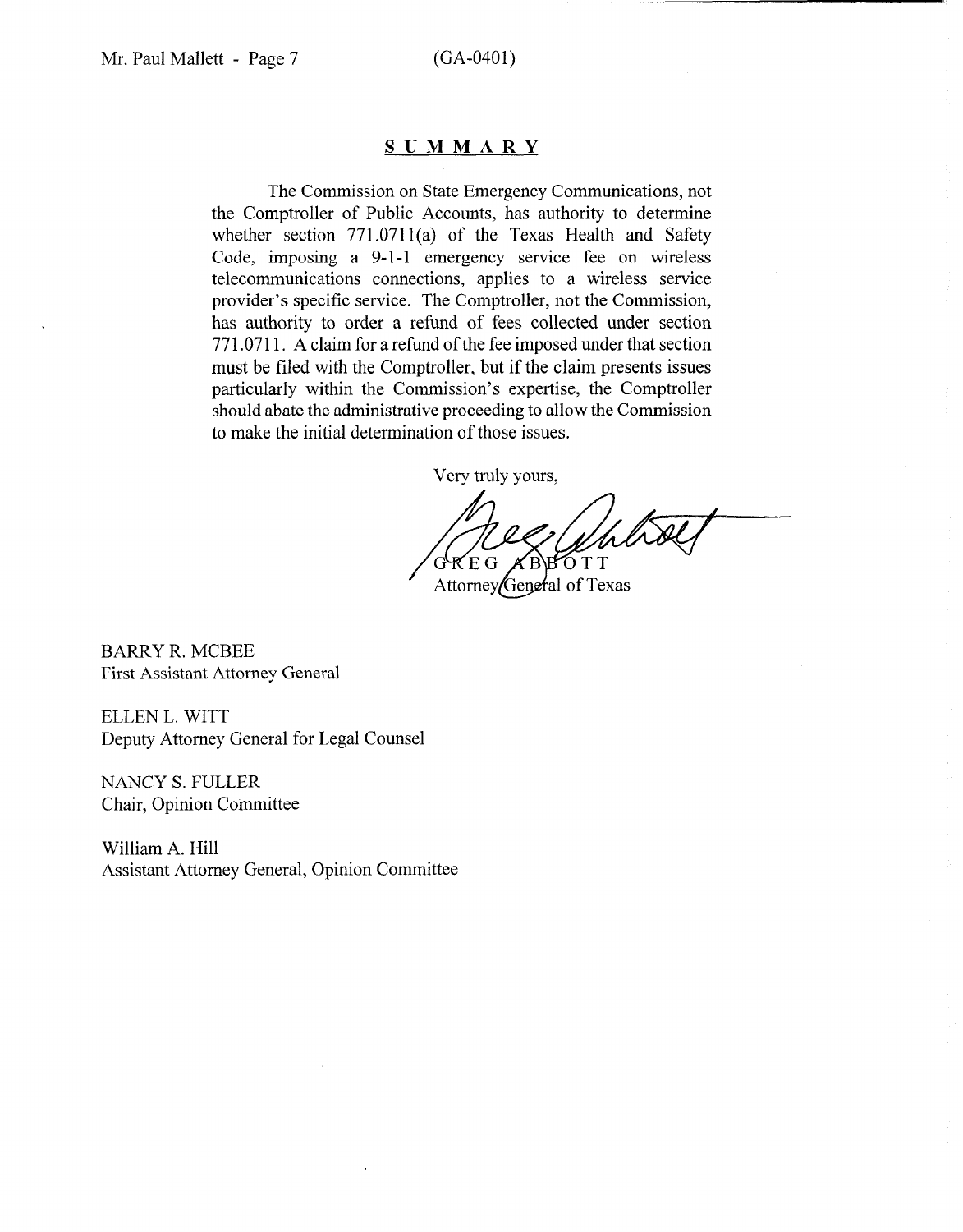## SUMMARY

The Commission on State Emergency Communications, not the Comptroller of Public Accounts, has authority to determine whether section 771.0711(a) of the Texas Health and Safety Code, imposing a 9-1-1 emergency service fee on wireless telecommunications connections, applies to a wireless service provider's specific service. The Comptroller, not the Commission, has authority to order a refund of fees collected under section 771.0711. A claim for a refund of the fee imposed under that section must be filed with the Comptroller, but if the claim presents issues particularly within the Commission's expertise, the Comptroller should abate the administrative proceeding to allow the Commission to make the initial determination of those issues.

Very truly yours,

GREG ABBOTT
Attorney General of Texas

BARRY R. MCBEE
First Assistant Attorney General

ELLEN L. WITT
Deputy Attorney General for Legal Counsel

NANCY S. FULLER
Chair, Opinion Committee

William A. Hill
Assistant Attorney General, Opinion Committee